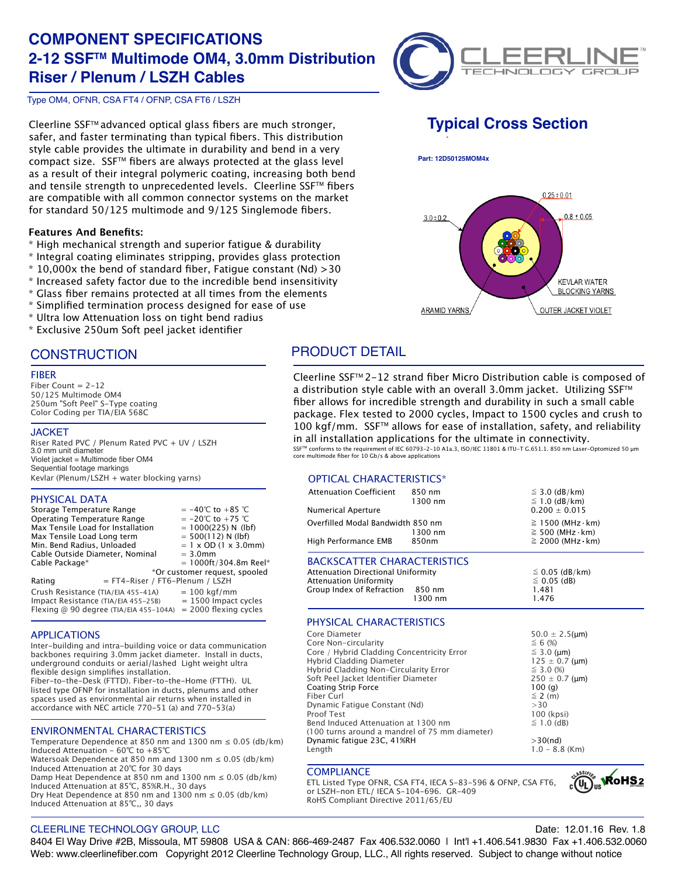# COMPONENT SPECIFICATIONS
## 2-12 SSF™ Multimode OM4, 3.0mm Distribution Riser / Plenum / LSZH Cables

Type OM4, OFNR, CSA FT4 / OFNP, CSA FT6 / LSZH

Cleerline SSF™ advanced optical glass fibers are much stronger, safer, and faster terminating than typical fibers. This distribution style cable provides the ultimate in durability and bend in a very compact size. SSF™ fibers are always protected at the glass level as a result of their integral polymeric coating, increasing both bend and tensile strength to unprecedented levels. Cleerline SSF™ fibers are compatible with all common connector systems on the market for standard 50/125 multimode and 9/125 Singlemode fibers.

**Features And Benefits:**

* High mechanical strength and superior fatigue & durability
* Integral coating eliminates stripping, provides glass protection
* 10,000x the bend of standard fiber, Fatigue constant (Nd) >30
* Increased safety factor due to the incredible bend insensitivity
* Glass fiber remains protected at all times from the elements
* Simplified termination process designed for ease of use
* Ultra low Attenuation loss on tight bend radius
* Exclusive 250um Soft peel jacket identifier

## Typical Cross Section

Part: 12D50125MOM4x

3.0±0.2 · 0.25±0.01 · 0.8 ± 0.05 · KEVLAR WATER BLOCKING YARNS · ARAMID YARNS · OUTER JACKET VIOLET

## CONSTRUCTION

### FIBER

Fiber Count = 2-12
50/125 Multimode OM4
250um "Soft Peel" S-Type coating
Color Coding per TIA/EIA 568C

### JACKET

Riser Rated PVC / Plenum Rated PVC + UV / LSZH
3.0 mm unit diameter
Violet jacket = Multimode fiber OM4
Sequential footage markings
Kevlar (Plenum/LSZH + water blocking yarns)

### PHYSICAL DATA

| | |
|---|---|
| Storage Temperature Range | = -40℃ to +85 ℃ |
| Operating Temperature Range | = -20℃ to +75 ℃ |
| Max Tensile Load for Installation | = 1000(225) N (lbf) |
| Max Tensile Load Long term | = 500(112) N (lbf) |
| Min. Bend Radius, Unloaded | = 1 x OD (1 x 3.0mm) |
| Cable Outside Diameter, Nominal | = 3.0mm |
| Cable Package* | = 1000ft/304.8m Reel* |
| | *Or customer request, spooled |
| Rating | = FT4-Riser / FT6-Plenum / LSZH |
| Crush Resistance (TIA/EIA 455-41A) | = 100 kgf/mm |
| Impact Resistance (TIA/EIA 455-25B) | = 1500 Impact cycles |
| Flexing @ 90 degree (TIA/EIA 455-104A) | = 2000 flexing cycles |

### APPLICATIONS

Inter-building and intra-building voice or data communication backbones requiring 3.0mm jacket diameter. Install in ducts, underground conduits or aerial/lashed Light weight ultra flexible design simplifies installation.
Fiber-to-the-Desk (FTTD). Fiber-to-the-Home (FTTH). UL listed type OFNP for installation in ducts, plenums and other spaces used as environmental air returns when installed in accordance with NEC article 770-51 (a) and 770-53(a)

### ENVIRONMENTAL CHARACTERISTICS

Temperature Dependence at 850 nm and 1300 nm ≤ 0.05 (db/km)
Induced Attenuation - 60℃ to +85℃
Watersoak Dependence at 850 nm and 1300 nm ≤ 0.05 (db/km)
Induced Attenuation at 20℃ for 30 days
Damp Heat Dependence at 850 nm and 1300 nm ≤ 0.05 (db/km)
Induced Attenuation at 85℃, 85%R.H., 30 days
Dry Heat Dependence at 850 nm and 1300 nm ≤ 0.05 (db/km)
Induced Attenuation at 85℃,, 30 days

## PRODUCT DETAIL

Cleerline SSF™ 2-12 strand fiber Micro Distribution cable is composed of a distribution style cable with an overall 3.0mm jacket. Utilizing SSF™ fiber allows for incredible strength and durability in such a small cable package. Flex tested to 2000 cycles, Impact to 1500 cycles and crush to 100 kgf/mm. SSF™ allows for ease of installation, safety, and reliability in all installation applications for the ultimate in connectivity.

SSF™ conforms to the requirement of IEC 60793-2-10 A1a.3, ISO/IEC 11801 & ITU-T G.651.1. 850 nm Laser-Optomized 50 µm core multimode fiber for 10 Gb/s & above applications

### OPTICAL CHARACTERISTICS*

| | | |
|---|---|---|
| Attenuation Coefficient | 850 nm | ≦ 3.0 (dB/km) |
| | 1300 nm | ≦ 1.0 (dB/km) |
| Numerical Aperture | | 0.200 ± 0.015 |
| Overfilled Modal Bandwidth | 850 nm | ≧ 1500 (MHz·km) |
| | 1300 nm | ≧ 500 (MHz·km) |
| High Performance EMB | 850nm | ≧ 2000 (MHz·km) |

### BACKSCATTER CHARACTERISTICS

| | | |
|---|---|---|
| Attenuation Directional Uniformity | | ≦ 0.05 (dB/km) |
| Attenuation Uniformity | | ≦ 0.05 (dB) |
| Group Index of Refraction | 850 nm | 1.481 |
| | 1300 nm | 1.476 |

### PHYSICAL CHARACTERISTICS

| | |
|---|---|
| Core Diameter | 50.0 ± 2.5(µm) |
| Core Non-circularity | ≦ 6 (%) |
| Core / Hybrid Cladding Concentricity Error | ≦ 3.0 (µm) |
| Hybrid Cladding Diameter | 125 ± 0.7 (µm) |
| Hybrid Cladding Non-Circularity Error | ≦ 3.0 (%) |
| Soft Peel Jacket Identifier Diameter | 250 ± 0.7 (µm) |
| Coating Strip Force | 100 (g) |
| Fiber Curl | ≦ 2 (m) |
| Dynamic Fatigue Constant (Nd) | >30 |
| Proof Test | 100 (kpsi) |
| Bend Induced Attenuation at 1300 nm (100 turns around a mandrel of 75 mm diameter) | ≦ 1.0 (dB) |
| Dynamic fatigue 23C, 41%RH | >30(nd) |
| Length | 1.0 - 8.8 (Km) |

### COMPLIANCE

ETL Listed Type OFNR, CSA FT4, IECA S-83-596 & OFNP, CSA FT6, or LSZH-non ETL/ IECA S-104-696. GR-409
RoHS Compliant Directive 2011/65/EU

CLEERLINE TECHNOLOGY GROUP, LLC — Date: 12.01.16 Rev. 1.8

8404 El Way Drive #2B, Missoula, MT 59808 USA & CAN: 866-469-2487 Fax 406.532.0060 | Int'l +1.406.541.9830 Fax +1.406.532.0060
Web: www.cleerlinefiber.com Copyright 2012 Cleerline Technology Group, LLC., All rights reserved. Subject to change without notice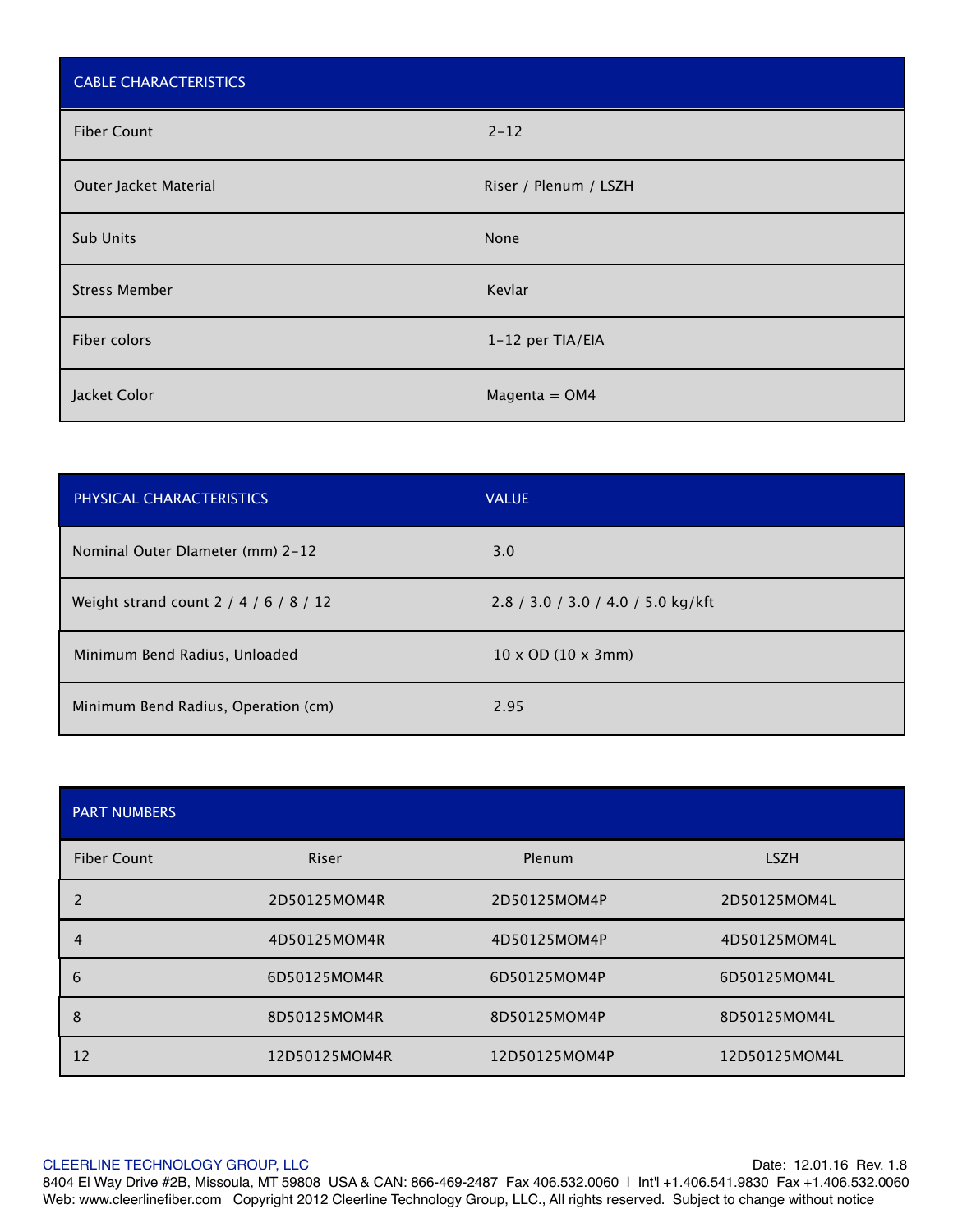| CABLE CHARACTERISTICS | |
|---|---|
| Fiber Count | 2-12 |
| Outer Jacket Material | Riser / Plenum / LSZH |
| Sub Units | None |
| Stress Member | Kevlar |
| Fiber colors | 1-12 per TIA/EIA |
| Jacket Color | Magenta = OM4 |

| PHYSICAL CHARACTERISTICS | VALUE |
|---|---|
| Nominal Outer DIameter (mm) 2-12 | 3.0 |
| Weight strand count 2 / 4 / 6 / 8 / 12 | 2.8 / 3.0 / 3.0 / 4.0 / 5.0 kg/kft |
| Minimum Bend Radius, Unloaded | 10 x OD (10 x 3mm) |
| Minimum Bend Radius, Operation (cm) | 2.95 |

| PART NUMBERS | | | |
|---|---|---|---|
| Fiber Count | Riser | Plenum | LSZH |
| 2 | 2D50125MOM4R | 2D50125MOM4P | 2D50125MOM4L |
| 4 | 4D50125MOM4R | 4D50125MOM4P | 4D50125MOM4L |
| 6 | 6D50125MOM4R | 6D50125MOM4P | 6D50125MOM4L |
| 8 | 8D50125MOM4R | 8D50125MOM4P | 8D50125MOM4L |
| 12 | 12D50125MOM4R | 12D50125MOM4P | 12D50125MOM4L |

CLEERLINE TECHNOLOGY GROUP, LLC

Date: 12.01.16 Rev. 1.8

8404 El Way Drive #2B, Missoula, MT 59808 USA & CAN: 866-469-2487 Fax 406.532.0060 I Int'l +1.406.541.9830 Fax +1.406.532.0060

Web: www.cleerlinefiber.com Copyright 2012 Cleerline Technology Group, LLC., All rights reserved. Subject to change without notice